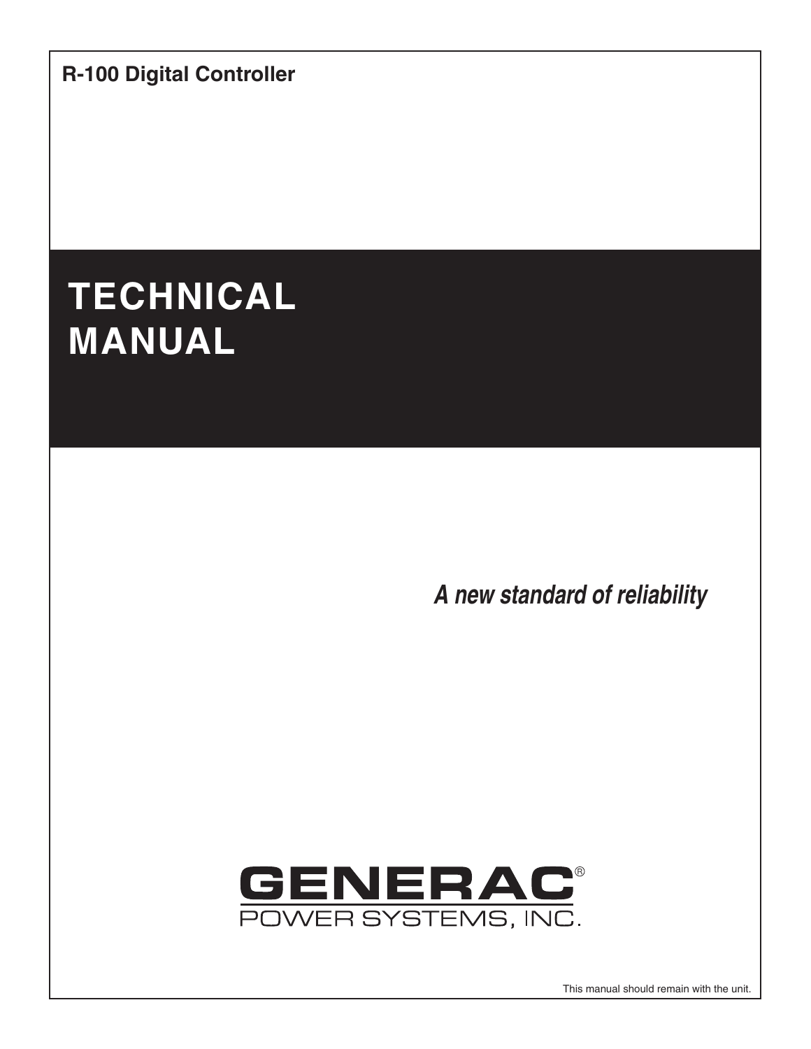**R-100 Digital Controller**

# TECHNICAL MANUAL

***A new standard of reliability***

GENERAC®
POWER SYSTEMS, INC.

This manual should remain with the unit.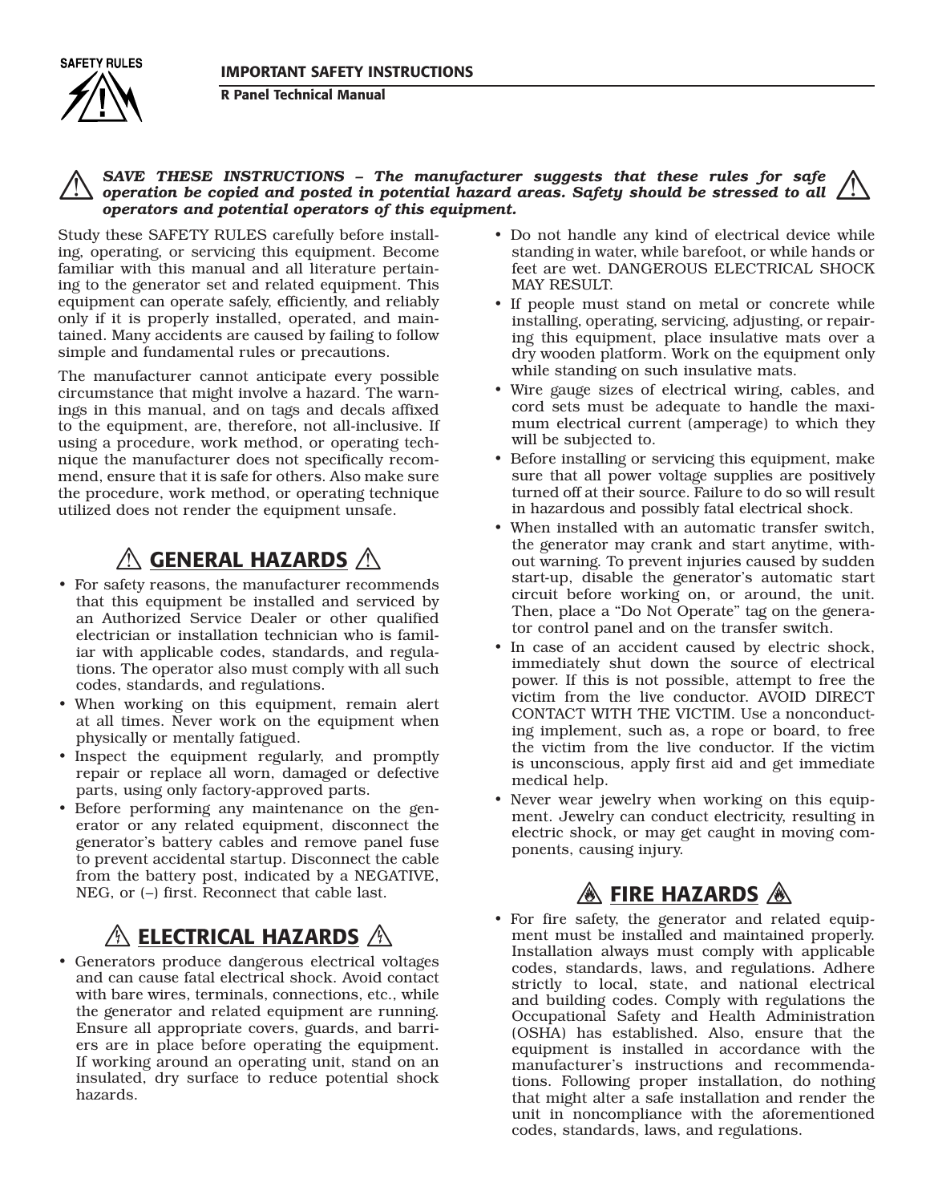**SAVE THESE INSTRUCTIONS – *The manufacturer suggests that these rules for safe operation be copied and posted in potential hazard areas. Safety should be stressed to all operators and potential operators of this equipment.***

Study these SAFETY RULES carefully before installing, operating, or servicing this equipment. Become familiar with this manual and all literature pertaining to the generator set and related equipment. This equipment can operate safely, efficiently, and reliably only if it is properly installed, operated, and maintained. Many accidents are caused by failing to follow simple and fundamental rules or precautions.

The manufacturer cannot anticipate every possible circumstance that might involve a hazard. The warnings in this manual, and on tags and decals affixed to the equipment, are, therefore, not all-inclusive. If using a procedure, work method, or operating technique the manufacturer does not specifically recommend, ensure that it is safe for others. Also make sure the procedure, work method, or operating technique utilized does not render the equipment unsafe.

## GENERAL HAZARDS

- For safety reasons, the manufacturer recommends that this equipment be installed and serviced by an Authorized Service Dealer or other qualified electrician or installation technician who is familiar with applicable codes, standards, and regulations. The operator also must comply with all such codes, standards, and regulations.
- When working on this equipment, remain alert at all times. Never work on the equipment when physically or mentally fatigued.
- Inspect the equipment regularly, and promptly repair or replace all worn, damaged or defective parts, using only factory-approved parts.
- Before performing any maintenance on the generator or any related equipment, disconnect the generator's battery cables and remove panel fuse to prevent accidental startup. Disconnect the cable from the battery post, indicated by a NEGATIVE, NEG, or (–) first. Reconnect that cable last.

## ELECTRICAL HAZARDS

- Generators produce dangerous electrical voltages and can cause fatal electrical shock. Avoid contact with bare wires, terminals, connections, etc., while the generator and related equipment are running. Ensure all appropriate covers, guards, and barriers are in place before operating the equipment. If working around an operating unit, stand on an insulated, dry surface to reduce potential shock hazards.
- Do not handle any kind of electrical device while standing in water, while barefoot, or while hands or feet are wet. DANGEROUS ELECTRICAL SHOCK MAY RESULT.
- If people must stand on metal or concrete while installing, operating, servicing, adjusting, or repairing this equipment, place insulative mats over a dry wooden platform. Work on the equipment only while standing on such insulative mats.
- Wire gauge sizes of electrical wiring, cables, and cord sets must be adequate to handle the maximum electrical current (amperage) to which they will be subjected to.
- Before installing or servicing this equipment, make sure that all power voltage supplies are positively turned off at their source. Failure to do so will result in hazardous and possibly fatal electrical shock.
- When installed with an automatic transfer switch, the generator may crank and start anytime, without warning. To prevent injuries caused by sudden start-up, disable the generator's automatic start circuit before working on, or around, the unit. Then, place a "Do Not Operate" tag on the generator control panel and on the transfer switch.
- In case of an accident caused by electric shock, immediately shut down the source of electrical power. If this is not possible, attempt to free the victim from the live conductor. AVOID DIRECT CONTACT WITH THE VICTIM. Use a nonconducting implement, such as, a rope or board, to free the victim from the live conductor. If the victim is unconscious, apply first aid and get immediate medical help.
- Never wear jewelry when working on this equipment. Jewelry can conduct electricity, resulting in electric shock, or may get caught in moving components, causing injury.

## FIRE HAZARDS

- For fire safety, the generator and related equipment must be installed and maintained properly. Installation always must comply with applicable codes, standards, laws, and regulations. Adhere strictly to local, state, and national electrical and building codes. Comply with regulations the Occupational Safety and Health Administration (OSHA) has established. Also, ensure that the equipment is installed in accordance with the manufacturer's instructions and recommendations. Following proper installation, do nothing that might alter a safe installation and render the unit in noncompliance with the aforementioned codes, standards, laws, and regulations.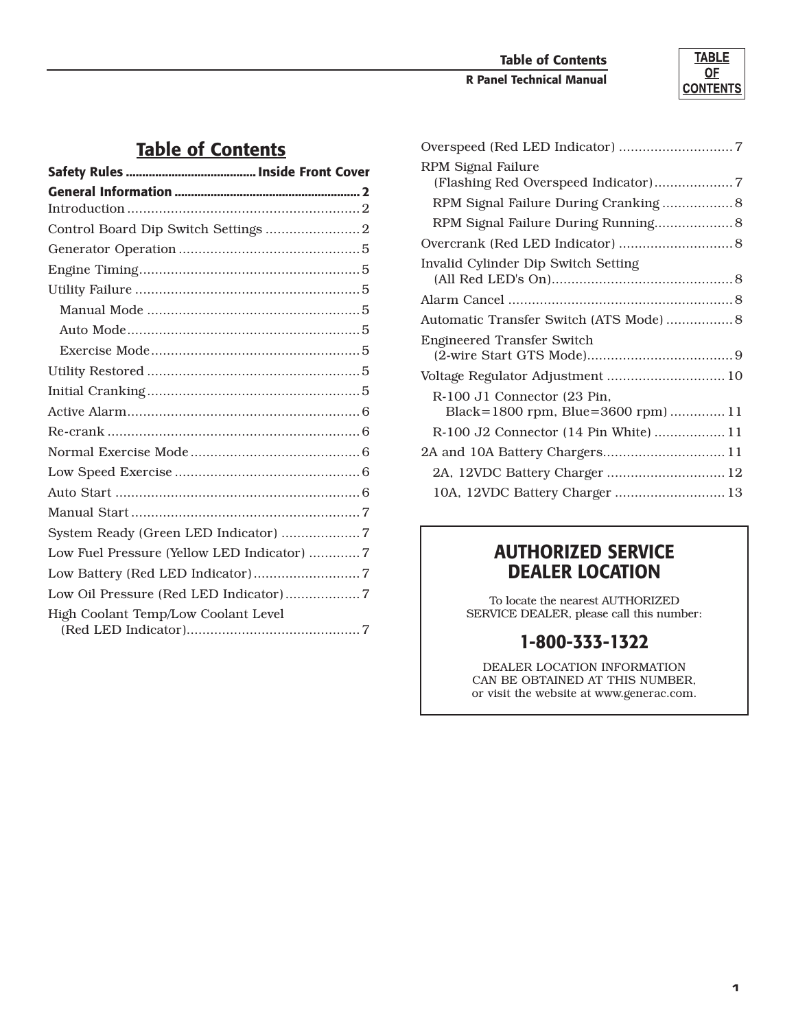# Table of Contents

**Safety Rules ........................................ Inside Front Cover**

**General Information ........................................................ 2**

Introduction ........................................................... 2

Control Board Dip Switch Settings ........................ 2

Generator Operation .............................................. 5

Engine Timing ........................................................ 5

Utility Failure ......................................................... 5

- Manual Mode ...................................................... 5
- Auto Mode ........................................................... 5
- Exercise Mode ..................................................... 5

Utility Restored ...................................................... 5

Initial Cranking ...................................................... 5

Active Alarm ........................................................... 6

Re-crank ................................................................ 6

Normal Exercise Mode ........................................... 6

Low Speed Exercise ............................................... 6

Auto Start .............................................................. 6

Manual Start .......................................................... 7

System Ready (Green LED Indicator) .................... 7

Low Fuel Pressure (Yellow LED Indicator) ............. 7

Low Battery (Red LED Indicator) ........................... 7

Low Oil Pressure (Red LED Indicator) ................... 7

High Coolant Temp/Low Coolant Level (Red LED Indicator) ............................................ 7

Overspeed (Red LED Indicator) ............................. 7

RPM Signal Failure (Flashing Red Overspeed Indicator) .................... 7

- RPM Signal Failure During Cranking .................. 8
- RPM Signal Failure During Running .................... 8

Overcrank (Red LED Indicator) ............................. 8

Invalid Cylinder Dip Switch Setting (All Red LED's On) ............................................. 8

Alarm Cancel ......................................................... 8

Automatic Transfer Switch (ATS Mode) ................. 8

Engineered Transfer Switch (2-wire Start GTS Mode) ..................................... 9

Voltage Regulator Adjustment .............................. 10

- R-100 J1 Connector (23 Pin, Black=1800 rpm, Blue=3600 rpm) .............. 11
- R-100 J2 Connector (14 Pin White) .................. 11

2A and 10A Battery Chargers ............................... 11

- 2A, 12VDC Battery Charger .............................. 12
- 10A, 12VDC Battery Charger ............................ 13

## AUTHORIZED SERVICE DEALER LOCATION

To locate the nearest AUTHORIZED SERVICE DEALER, please call this number:

**1-800-333-1322**

DEALER LOCATION INFORMATION CAN BE OBTAINED AT THIS NUMBER, or visit the website at www.generac.com.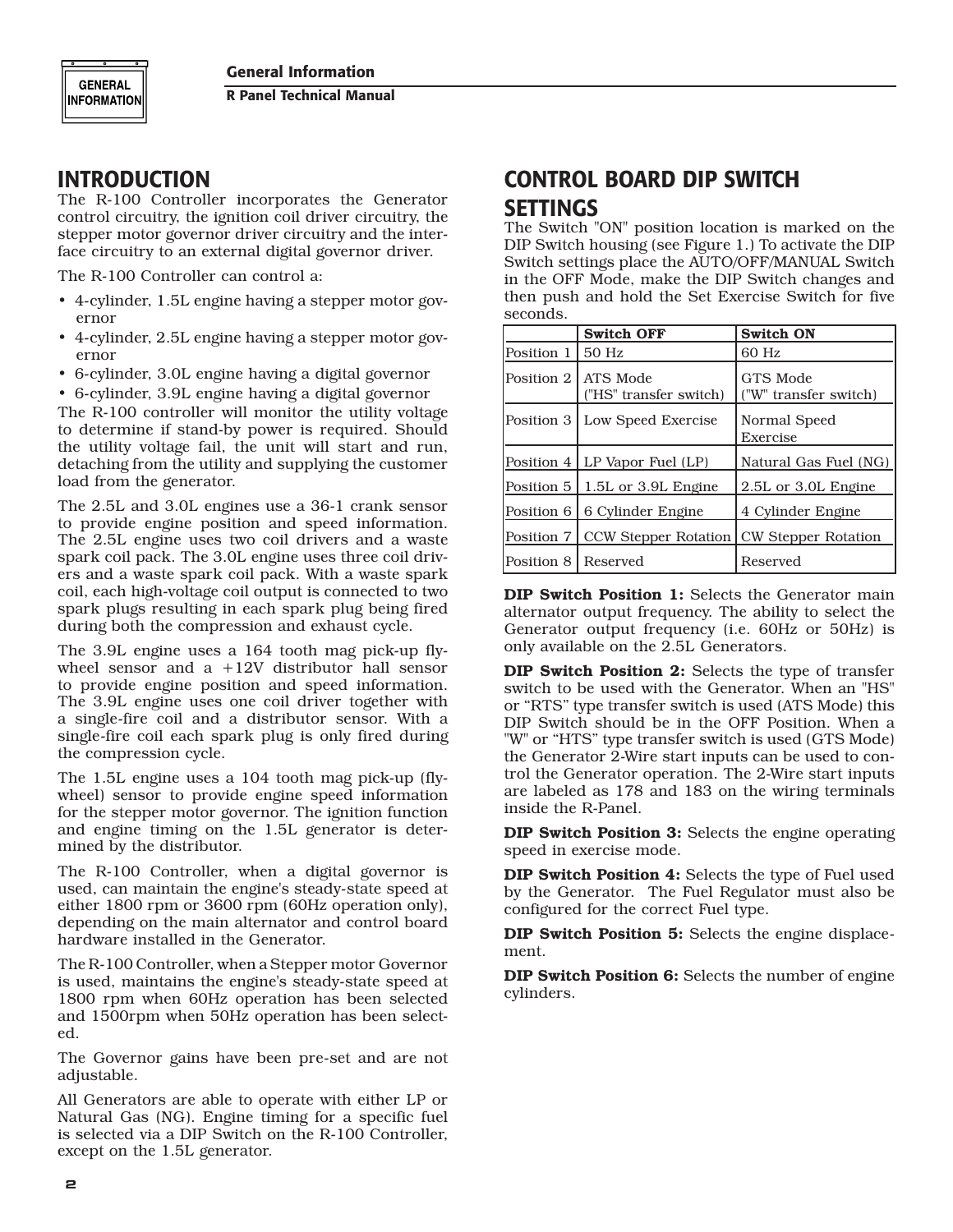# INTRODUCTION

The R-100 Controller incorporates the Generator control circuitry, the ignition coil driver circuitry, the stepper motor governor driver circuitry and the interface circuitry to an external digital governor driver.

The R-100 Controller can control a:

- 4-cylinder, 1.5L engine having a stepper motor governor
- 4-cylinder, 2.5L engine having a stepper motor governor
- 6-cylinder, 3.0L engine having a digital governor
- 6-cylinder, 3.9L engine having a digital governor

The R-100 controller will monitor the utility voltage to determine if stand-by power is required. Should the utility voltage fail, the unit will start and run, detaching from the utility and supplying the customer load from the generator.

The 2.5L and 3.0L engines use a 36-1 crank sensor to provide engine position and speed information. The 2.5L engine uses two coil drivers and a waste spark coil pack. The 3.0L engine uses three coil drivers and a waste spark coil pack. With a waste spark coil, each high-voltage coil output is connected to two spark plugs resulting in each spark plug being fired during both the compression and exhaust cycle.

The 3.9L engine uses a 164 tooth mag pick-up flywheel sensor and a +12V distributor hall sensor to provide engine position and speed information. The 3.9L engine uses one coil driver together with a single-fire coil and a distributor sensor. With a single-fire coil each spark plug is only fired during the compression cycle.

The 1.5L engine uses a 104 tooth mag pick-up (flywheel) sensor to provide engine speed information for the stepper motor governor. The ignition function and engine timing on the 1.5L generator is determined by the distributor.

The R-100 Controller, when a digital governor is used, can maintain the engine's steady-state speed at either 1800 rpm or 3600 rpm (60Hz operation only), depending on the main alternator and control board hardware installed in the Generator.

The R-100 Controller, when a Stepper motor Governor is used, maintains the engine's steady-state speed at 1800 rpm when 60Hz operation has been selected and 1500rpm when 50Hz operation has been selected.

The Governor gains have been pre-set and are not adjustable.

All Generators are able to operate with either LP or Natural Gas (NG). Engine timing for a specific fuel is selected via a DIP Switch on the R-100 Controller, except on the 1.5L generator.

# CONTROL BOARD DIP SWITCH SETTINGS

The Switch "ON" position location is marked on the DIP Switch housing (see Figure 1.) To activate the DIP Switch settings place the AUTO/OFF/MANUAL Switch in the OFF Mode, make the DIP Switch changes and then push and hold the Set Exercise Switch for five seconds.

| | Switch OFF | Switch ON |
|---|---|---|
| Position 1 | 50 Hz | 60 Hz |
| Position 2 | ATS Mode ("HS" transfer switch) | GTS Mode ("W" transfer switch) |
| Position 3 | Low Speed Exercise | Normal Speed Exercise |
| Position 4 | LP Vapor Fuel (LP) | Natural Gas Fuel (NG) |
| Position 5 | 1.5L or 3.9L Engine | 2.5L or 3.0L Engine |
| Position 6 | 6 Cylinder Engine | 4 Cylinder Engine |
| Position 7 | CCW Stepper Rotation | CW Stepper Rotation |
| Position 8 | Reserved | Reserved |

**DIP Switch Position 1:** Selects the Generator main alternator output frequency. The ability to select the Generator output frequency (i.e. 60Hz or 50Hz) is only available on the 2.5L Generators.

**DIP Switch Position 2:** Selects the type of transfer switch to be used with the Generator. When an "HS" or "RTS" type transfer switch is used (ATS Mode) this DIP Switch should be in the OFF Position. When a "W" or "HTS" type transfer switch is used (GTS Mode) the Generator 2-Wire start inputs can be used to control the Generator operation. The 2-Wire start inputs are labeled as 178 and 183 on the wiring terminals inside the R-Panel.

**DIP Switch Position 3:** Selects the engine operating speed in exercise mode.

**DIP Switch Position 4:** Selects the type of Fuel used by the Generator. The Fuel Regulator must also be configured for the correct Fuel type.

**DIP Switch Position 5:** Selects the engine displacement.

**DIP Switch Position 6:** Selects the number of engine cylinders.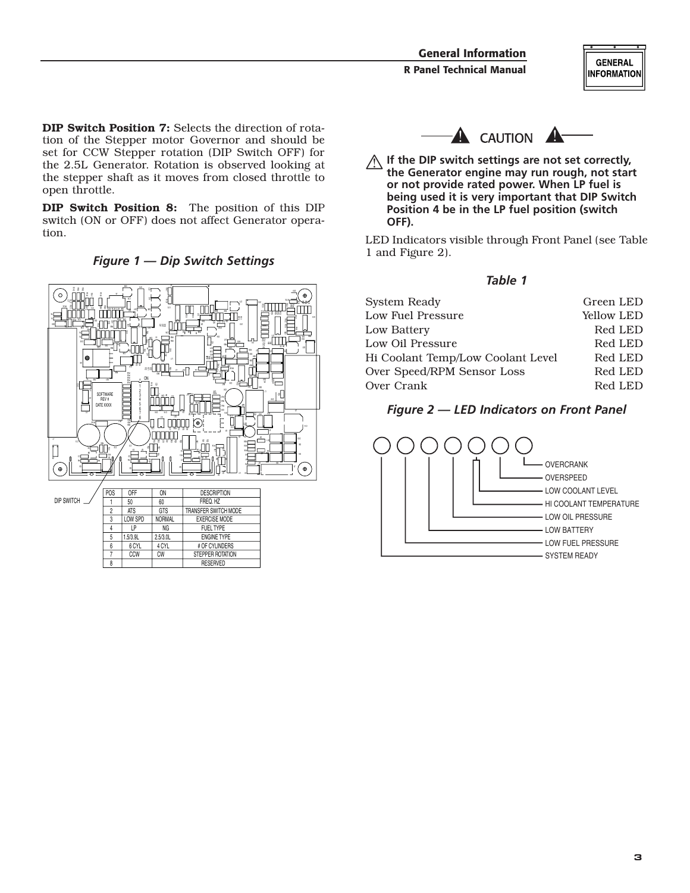**DIP Switch Position 7:** Selects the direction of rotation of the Stepper motor Governor and should be set for CCW Stepper rotation (DIP Switch OFF) for the 2.5L Generator. Rotation is observed looking at the stepper shaft as it moves from closed throttle to open throttle.

**DIP Switch Position 8:** The position of this DIP switch (ON or OFF) does not affect Generator operation.

### *Figure 1 — Dip Switch Settings*

DIP SWITCH

| POS | OFF | ON | DESCRIPTION |
|---|---|---|---|
| 1 | 50 | 60 | FREQ. HZ |
| 2 | ATS | GTS | TRANSFER SWITCH MODE |
| 3 | LOW SPD | NORMAL | EXERCISE MODE |
| 4 | LP | NG | FUEL TYPE |
| 5 | 1.5/3.9L | 2.5/3.0L | ENGINE TYPE |
| 6 | 6 CYL | 4 CYL | # OF CYLINDERS |
| 7 | CCW | CW | STEPPER ROTATION |
| 8 | | | RESERVED |

**CAUTION**

**If the DIP switch settings are not set correctly, the Generator engine may run rough, not start or not provide rated power. When LP fuel is being used it is very important that DIP Switch Position 4 be in the LP fuel position (switch OFF).**

LED Indicators visible through Front Panel (see Table 1 and Figure 2).

### *Table 1*

| | |
|---|---|
| System Ready | Green LED |
| Low Fuel Pressure | Yellow LED |
| Low Battery | Red LED |
| Low Oil Pressure | Red LED |
| Hi Coolant Temp/Low Coolant Level | Red LED |
| Over Speed/RPM Sensor Loss | Red LED |
| Over Crank | Red LED |

### *Figure 2 — LED Indicators on Front Panel*

OVERCRANK
OVERSPEED
LOW COOLANT LEVEL
HI COOLANT TEMPERATURE
LOW OIL PRESSURE
LOW BATTERY
LOW FUEL PRESSURE
SYSTEM READY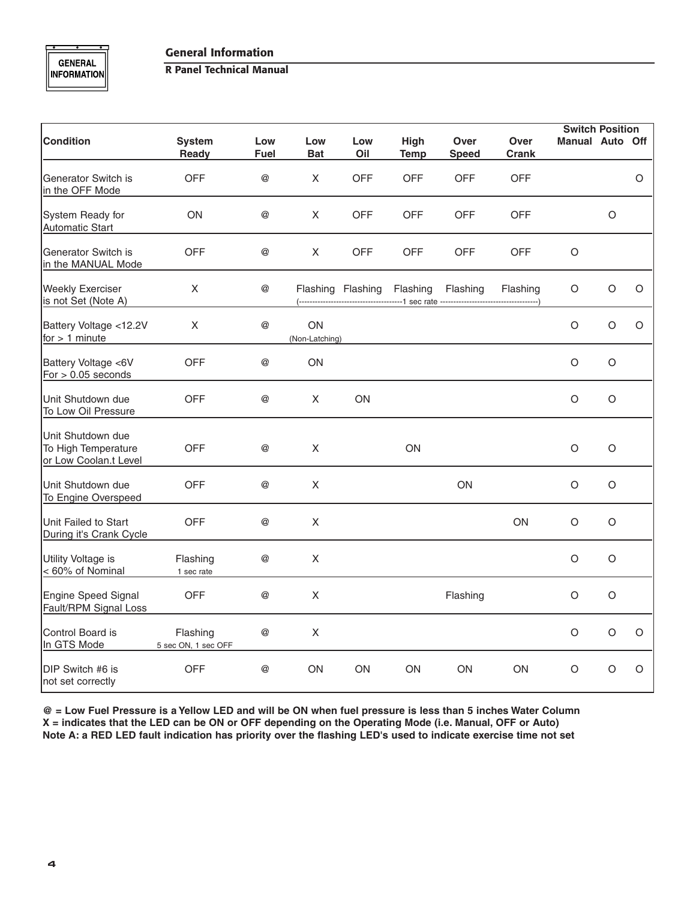| Condition | System Ready | Low Fuel | Low Bat | Low Oil | High Temp | Over Speed | Over Crank | Switch Position Manual | Auto | Off |
|---|---|---|---|---|---|---|---|---|---|---|
| Generator Switch is in the OFF Mode | OFF | @ | X | OFF | OFF | OFF | OFF | | | O |
| System Ready for Automatic Start | ON | @ | X | OFF | OFF | OFF | OFF | | O | |
| Generator Switch is in the MANUAL Mode | OFF | @ | X | OFF | OFF | OFF | OFF | O | | |
| Weekly Exerciser is not Set (Note A) | X | @ | Flashing | Flashing | Flashing (1 sec rate) | Flashing | Flashing | O | O | O |
| Battery Voltage <12.2V for > 1 minute | X | @ | ON (Non-Latching) | | | | | O | O | O |
| Battery Voltage <6V For > 0.05 seconds | OFF | @ | ON | | | | | O | O | |
| Unit Shutdown due To Low Oil Pressure | OFF | @ | X | ON | | | | O | O | |
| Unit Shutdown due To High Temperature or Low Coolan.t Level | OFF | @ | X | | ON | | | O | O | |
| Unit Shutdown due To Engine Overspeed | OFF | @ | X | | | ON | | O | O | |
| Unit Failed to Start During it's Crank Cycle | OFF | @ | X | | | | ON | O | O | |
| Utility Voltage is < 60% of Nominal | Flashing 1 sec rate | @ | X | | | | | O | O | |
| Engine Speed Signal Fault/RPM Signal Loss | OFF | @ | X | | | Flashing | | O | O | |
| Control Board is In GTS Mode | Flashing 5 sec ON, 1 sec OFF | @ | X | | | | | O | O | O |
| DIP Switch #6 is not set correctly | OFF | @ | ON | ON | ON | ON | ON | O | O | O |

**@ = Low Fuel Pressure is a Yellow LED and will be ON when fuel pressure is less than 5 inches Water Column**
**X = indicates that the LED can be ON or OFF depending on the Operating Mode (i.e. Manual, OFF or Auto)**
**Note A: a RED LED fault indication has priority over the flashing LED's used to indicate exercise time not set**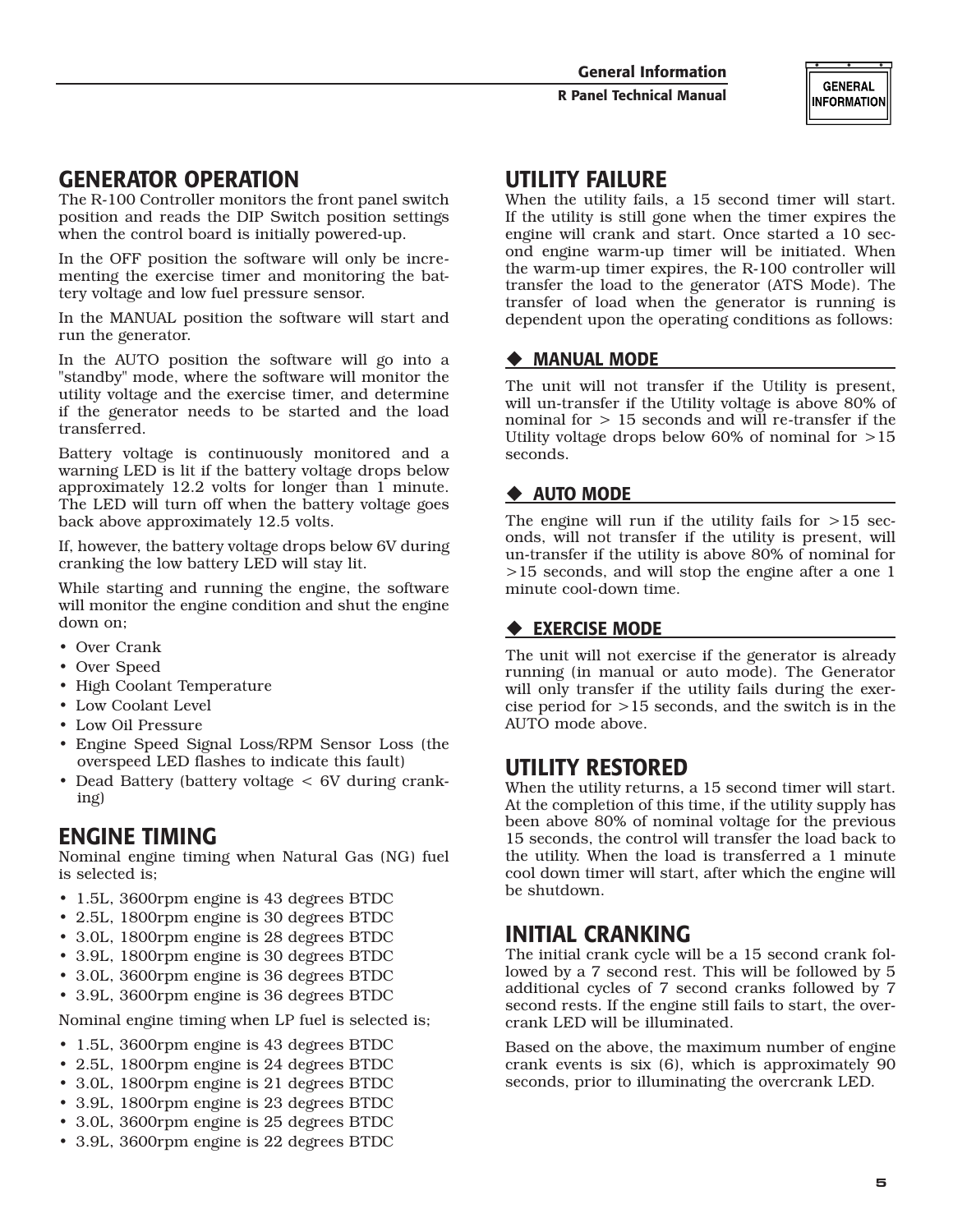## GENERATOR OPERATION

The R-100 Controller monitors the front panel switch position and reads the DIP Switch position settings when the control board is initially powered-up.

In the OFF position the software will only be incrementing the exercise timer and monitoring the battery voltage and low fuel pressure sensor.

In the MANUAL position the software will start and run the generator.

In the AUTO position the software will go into a "standby" mode, where the software will monitor the utility voltage and the exercise timer, and determine if the generator needs to be started and the load transferred.

Battery voltage is continuously monitored and a warning LED is lit if the battery voltage drops below approximately 12.2 volts for longer than 1 minute. The LED will turn off when the battery voltage goes back above approximately 12.5 volts.

If, however, the battery voltage drops below 6V during cranking the low battery LED will stay lit.

While starting and running the engine, the software will monitor the engine condition and shut the engine down on;

- Over Crank
- Over Speed
- High Coolant Temperature
- Low Coolant Level
- Low Oil Pressure
- Engine Speed Signal Loss/RPM Sensor Loss (the overspeed LED flashes to indicate this fault)
- Dead Battery (battery voltage < 6V during cranking)

## ENGINE TIMING

Nominal engine timing when Natural Gas (NG) fuel is selected is;

- 1.5L, 3600rpm engine is 43 degrees BTDC
- 2.5L, 1800rpm engine is 30 degrees BTDC
- 3.0L, 1800rpm engine is 28 degrees BTDC
- 3.9L, 1800rpm engine is 30 degrees BTDC
- 3.0L, 3600rpm engine is 36 degrees BTDC
- 3.9L, 3600rpm engine is 36 degrees BTDC

Nominal engine timing when LP fuel is selected is;

- 1.5L, 3600rpm engine is 43 degrees BTDC
- 2.5L, 1800rpm engine is 24 degrees BTDC
- 3.0L, 1800rpm engine is 21 degrees BTDC
- 3.9L, 1800rpm engine is 23 degrees BTDC
- 3.0L, 3600rpm engine is 25 degrees BTDC
- 3.9L, 3600rpm engine is 22 degrees BTDC

## UTILITY FAILURE

When the utility fails, a 15 second timer will start. If the utility is still gone when the timer expires the engine will crank and start. Once started a 10 second engine warm-up timer will be initiated. When the warm-up timer expires, the R-100 controller will transfer the load to the generator (ATS Mode). The transfer of load when the generator is running is dependent upon the operating conditions as follows:

### ◆ MANUAL MODE

The unit will not transfer if the Utility is present, will un-transfer if the Utility voltage is above 80% of nominal for > 15 seconds and will re-transfer if the Utility voltage drops below 60% of nominal for >15 seconds.

### ◆ AUTO MODE

The engine will run if the utility fails for >15 seconds, will not transfer if the utility is present, will un-transfer if the utility is above 80% of nominal for >15 seconds, and will stop the engine after a one 1 minute cool-down time.

### ◆ EXERCISE MODE

The unit will not exercise if the generator is already running (in manual or auto mode). The Generator will only transfer if the utility fails during the exercise period for >15 seconds, and the switch is in the AUTO mode above.

## UTILITY RESTORED

When the utility returns, a 15 second timer will start. At the completion of this time, if the utility supply has been above 80% of nominal voltage for the previous 15 seconds, the control will transfer the load back to the utility. When the load is transferred a 1 minute cool down timer will start, after which the engine will be shutdown.

## INITIAL CRANKING

The initial crank cycle will be a 15 second crank followed by a 7 second rest. This will be followed by 5 additional cycles of 7 second cranks followed by 7 second rests. If the engine still fails to start, the overcrank LED will be illuminated.

Based on the above, the maximum number of engine crank events is six (6), which is approximately 90 seconds, prior to illuminating the overcrank LED.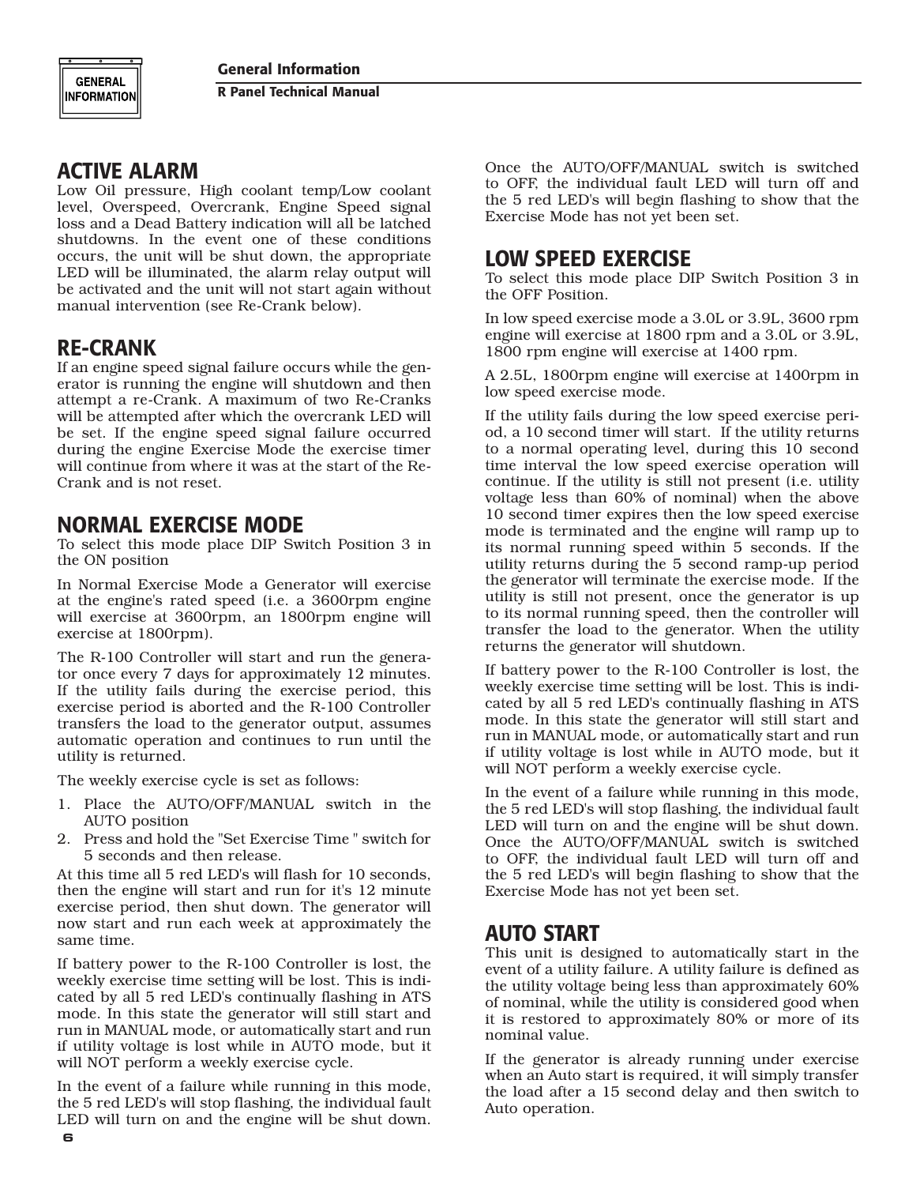## ACTIVE ALARM

Low Oil pressure, High coolant temp/Low coolant level, Overspeed, Overcrank, Engine Speed signal loss and a Dead Battery indication will all be latched shutdowns. In the event one of these conditions occurs, the unit will be shut down, the appropriate LED will be illuminated, the alarm relay output will be activated and the unit will not start again without manual intervention (see Re-Crank below).

## RE-CRANK

If an engine speed signal failure occurs while the generator is running the engine will shutdown and then attempt a re-Crank. A maximum of two Re-Cranks will be attempted after which the overcrank LED will be set. If the engine speed signal failure occurred during the engine Exercise Mode the exercise timer will continue from where it was at the start of the Re-Crank and is not reset.

## NORMAL EXERCISE MODE

To select this mode place DIP Switch Position 3 in the ON position

In Normal Exercise Mode a Generator will exercise at the engine's rated speed (i.e. a 3600rpm engine will exercise at 3600rpm, an 1800rpm engine will exercise at 1800rpm).

The R-100 Controller will start and run the generator once every 7 days for approximately 12 minutes. If the utility fails during the exercise period, this exercise period is aborted and the R-100 Controller transfers the load to the generator output, assumes automatic operation and continues to run until the utility is returned.

The weekly exercise cycle is set as follows:

1. Place the AUTO/OFF/MANUAL switch in the AUTO position
2. Press and hold the "Set Exercise Time " switch for 5 seconds and then release.

At this time all 5 red LED's will flash for 10 seconds, then the engine will start and run for it's 12 minute exercise period, then shut down. The generator will now start and run each week at approximately the same time.

If battery power to the R-100 Controller is lost, the weekly exercise time setting will be lost. This is indicated by all 5 red LED's continually flashing in ATS mode. In this state the generator will still start and run in MANUAL mode, or automatically start and run if utility voltage is lost while in AUTO mode, but it will NOT perform a weekly exercise cycle.

In the event of a failure while running in this mode, the 5 red LED's will stop flashing, the individual fault LED will turn on and the engine will be shut down. Once the AUTO/OFF/MANUAL switch is switched to OFF, the individual fault LED will turn off and the 5 red LED's will begin flashing to show that the Exercise Mode has not yet been set.

## LOW SPEED EXERCISE

To select this mode place DIP Switch Position 3 in the OFF Position.

In low speed exercise mode a 3.0L or 3.9L, 3600 rpm engine will exercise at 1800 rpm and a 3.0L or 3.9L, 1800 rpm engine will exercise at 1400 rpm.

A 2.5L, 1800rpm engine will exercise at 1400rpm in low speed exercise mode.

If the utility fails during the low speed exercise period, a 10 second timer will start. If the utility returns to a normal operating level, during this 10 second time interval the low speed exercise operation will continue. If the utility is still not present (i.e. utility voltage less than 60% of nominal) when the above 10 second timer expires then the low speed exercise mode is terminated and the engine will ramp up to its normal running speed within 5 seconds. If the utility returns during the 5 second ramp-up period the generator will terminate the exercise mode. If the utility is still not present, once the generator is up to its normal running speed, then the controller will transfer the load to the generator. When the utility returns the generator will shutdown.

If battery power to the R-100 Controller is lost, the weekly exercise time setting will be lost. This is indicated by all 5 red LED's continually flashing in ATS mode. In this state the generator will still start and run in MANUAL mode, or automatically start and run if utility voltage is lost while in AUTO mode, but it will NOT perform a weekly exercise cycle.

In the event of a failure while running in this mode, the 5 red LED's will stop flashing, the individual fault LED will turn on and the engine will be shut down. Once the AUTO/OFF/MANUAL switch is switched to OFF, the individual fault LED will turn off and the 5 red LED's will begin flashing to show that the Exercise Mode has not yet been set.

## AUTO START

This unit is designed to automatically start in the event of a utility failure. A utility failure is defined as the utility voltage being less than approximately 60% of nominal, while the utility is considered good when it is restored to approximately 80% or more of its nominal value.

If the generator is already running under exercise when an Auto start is required, it will simply transfer the load after a 15 second delay and then switch to Auto operation.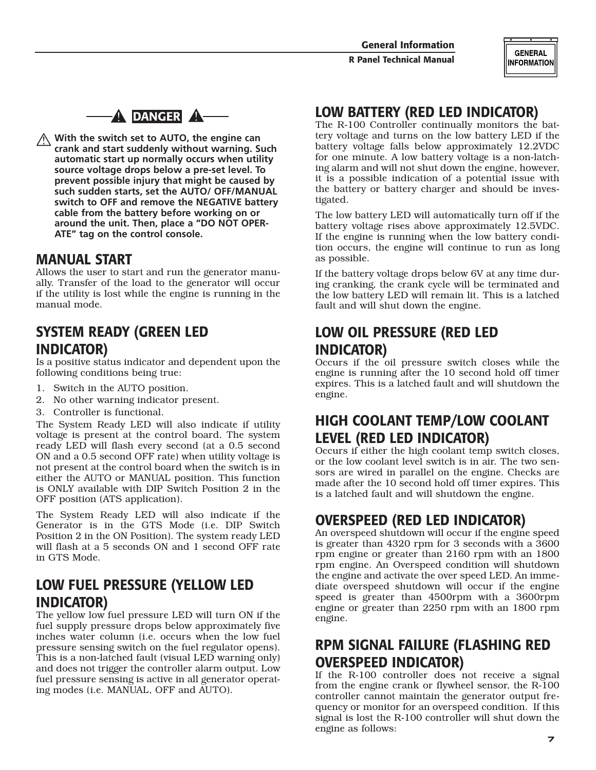⚠ DANGER ⚠

⚠ **With the switch set to AUTO, the engine can crank and start suddenly without warning. Such automatic start up normally occurs when utility source voltage drops below a pre-set level. To prevent possible injury that might be caused by such sudden starts, set the AUTO/ OFF/MANUAL switch to OFF and remove the NEGATIVE battery cable from the battery before working on or around the unit. Then, place a "DO NOT OPERATE" tag on the control console.**

## MANUAL START

Allows the user to start and run the generator manually. Transfer of the load to the generator will occur if the utility is lost while the engine is running in the manual mode.

## SYSTEM READY (GREEN LED INDICATOR)

Is a positive status indicator and dependent upon the following conditions being true:

1. Switch in the AUTO position.
2. No other warning indicator present.
3. Controller is functional.

The System Ready LED will also indicate if utility voltage is present at the control board. The system ready LED will flash every second (at a 0.5 second ON and a 0.5 second OFF rate) when utility voltage is not present at the control board when the switch is in either the AUTO or MANUAL position. This function is ONLY available with DIP Switch Position 2 in the OFF position (ATS application).

The System Ready LED will also indicate if the Generator is in the GTS Mode (i.e. DIP Switch Position 2 in the ON Position). The system ready LED will flash at a 5 seconds ON and 1 second OFF rate in GTS Mode.

## LOW FUEL PRESSURE (YELLOW LED INDICATOR)

The yellow low fuel pressure LED will turn ON if the fuel supply pressure drops below approximately five inches water column (i.e. occurs when the low fuel pressure sensing switch on the fuel regulator opens). This is a non-latched fault (visual LED warning only) and does not trigger the controller alarm output. Low fuel pressure sensing is active in all generator operating modes (i.e. MANUAL, OFF and AUTO).

## LOW BATTERY (RED LED INDICATOR)

The R-100 Controller continually monitors the battery voltage and turns on the low battery LED if the battery voltage falls below approximately 12.2VDC for one minute. A low battery voltage is a non-latching alarm and will not shut down the engine, however, it is a possible indication of a potential issue with the battery or battery charger and should be investigated.

The low battery LED will automatically turn off if the battery voltage rises above approximately 12.5VDC. If the engine is running when the low battery condition occurs, the engine will continue to run as long as possible.

If the battery voltage drops below 6V at any time during cranking, the crank cycle will be terminated and the low battery LED will remain lit. This is a latched fault and will shut down the engine.

## LOW OIL PRESSURE (RED LED INDICATOR)

Occurs if the oil pressure switch closes while the engine is running after the 10 second hold off timer expires. This is a latched fault and will shutdown the engine.

## HIGH COOLANT TEMP/LOW COOLANT LEVEL (RED LED INDICATOR)

Occurs if either the high coolant temp switch closes, or the low coolant level switch is in air. The two sensors are wired in parallel on the engine. Checks are made after the 10 second hold off timer expires. This is a latched fault and will shutdown the engine.

## OVERSPEED (RED LED INDICATOR)

An overspeed shutdown will occur if the engine speed is greater than 4320 rpm for 3 seconds with a 3600 rpm engine or greater than 2160 rpm with an 1800 rpm engine. An Overspeed condition will shutdown the engine and activate the over speed LED. An immediate overspeed shutdown will occur if the engine speed is greater than 4500rpm with a 3600rpm engine or greater than 2250 rpm with an 1800 rpm engine.

## RPM SIGNAL FAILURE (FLASHING RED OVERSPEED INDICATOR)

If the R-100 controller does not receive a signal from the engine crank or flywheel sensor, the R-100 controller cannot maintain the generator output frequency or monitor for an overspeed condition. If this signal is lost the R-100 controller will shut down the engine as follows: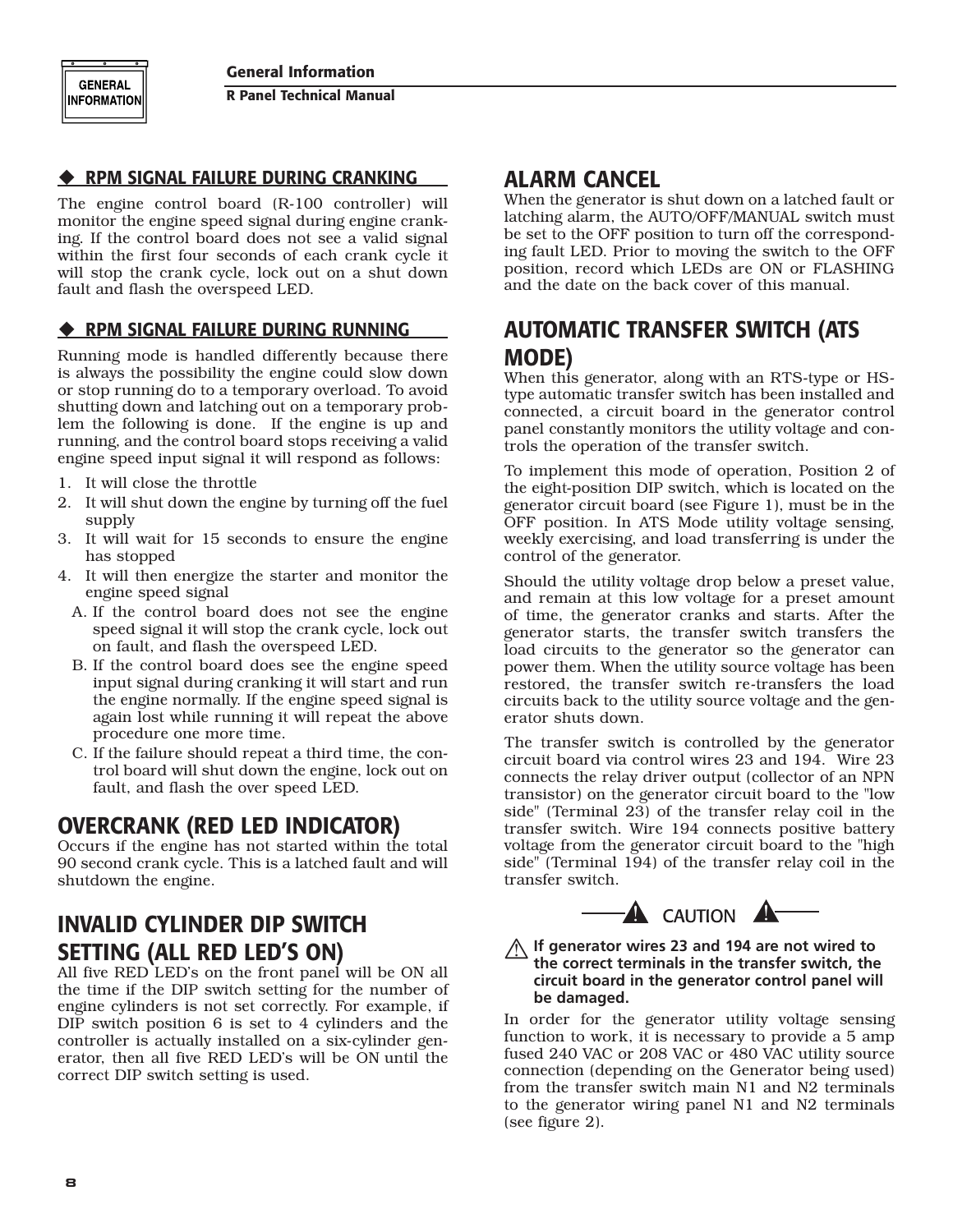### ◆ RPM SIGNAL FAILURE DURING CRANKING

The engine control board (R-100 controller) will monitor the engine speed signal during engine cranking. If the control board does not see a valid signal within the first four seconds of each crank cycle it will stop the crank cycle, lock out on a shut down fault and flash the overspeed LED.

### ◆ RPM SIGNAL FAILURE DURING RUNNING

Running mode is handled differently because there is always the possibility the engine could slow down or stop running do to a temporary overload. To avoid shutting down and latching out on a temporary problem the following is done. If the engine is up and running, and the control board stops receiving a valid engine speed input signal it will respond as follows:

1. It will close the throttle
2. It will shut down the engine by turning off the fuel supply
3. It will wait for 15 seconds to ensure the engine has stopped
4. It will then energize the starter and monitor the engine speed signal
   A. If the control board does not see the engine speed signal it will stop the crank cycle, lock out on fault, and flash the overspeed LED.
   B. If the control board does see the engine speed input signal during cranking it will start and run the engine normally. If the engine speed signal is again lost while running it will repeat the above procedure one more time.
   C. If the failure should repeat a third time, the control board will shut down the engine, lock out on fault, and flash the over speed LED.

## OVERCRANK (RED LED INDICATOR)

Occurs if the engine has not started within the total 90 second crank cycle. This is a latched fault and will shutdown the engine.

## INVALID CYLINDER DIP SWITCH SETTING (ALL RED LED'S ON)

All five RED LED's on the front panel will be ON all the time if the DIP switch setting for the number of engine cylinders is not set correctly. For example, if DIP switch position 6 is set to 4 cylinders and the controller is actually installed on a six-cylinder generator, then all five RED LED's will be ON until the correct DIP switch setting is used.

## ALARM CANCEL

When the generator is shut down on a latched fault or latching alarm, the AUTO/OFF/MANUAL switch must be set to the OFF position to turn off the corresponding fault LED. Prior to moving the switch to the OFF position, record which LEDs are ON or FLASHING and the date on the back cover of this manual.

## AUTOMATIC TRANSFER SWITCH (ATS MODE)

When this generator, along with an RTS-type or HS-type automatic transfer switch has been installed and connected, a circuit board in the generator control panel constantly monitors the utility voltage and controls the operation of the transfer switch.

To implement this mode of operation, Position 2 of the eight-position DIP switch, which is located on the generator circuit board (see Figure 1), must be in the OFF position. In ATS Mode utility voltage sensing, weekly exercising, and load transferring is under the control of the generator.

Should the utility voltage drop below a preset value, and remain at this low voltage for a preset amount of time, the generator cranks and starts. After the generator starts, the transfer switch transfers the load circuits to the generator so the generator can power them. When the utility source voltage has been restored, the transfer switch re-transfers the load circuits back to the utility source voltage and the generator shuts down.

The transfer switch is controlled by the generator circuit board via control wires 23 and 194. Wire 23 connects the relay driver output (collector of an NPN transistor) on the generator circuit board to the "low side" (Terminal 23) of the transfer relay coil in the transfer switch. Wire 194 connects positive battery voltage from the generator circuit board to the "high side" (Terminal 194) of the transfer relay coil in the transfer switch.

**CAUTION**

**If generator wires 23 and 194 are not wired to the correct terminals in the transfer switch, the circuit board in the generator control panel will be damaged.**

In order for the generator utility voltage sensing function to work, it is necessary to provide a 5 amp fused 240 VAC or 208 VAC or 480 VAC utility source connection (depending on the Generator being used) from the transfer switch main N1 and N2 terminals to the generator wiring panel N1 and N2 terminals (see figure 2).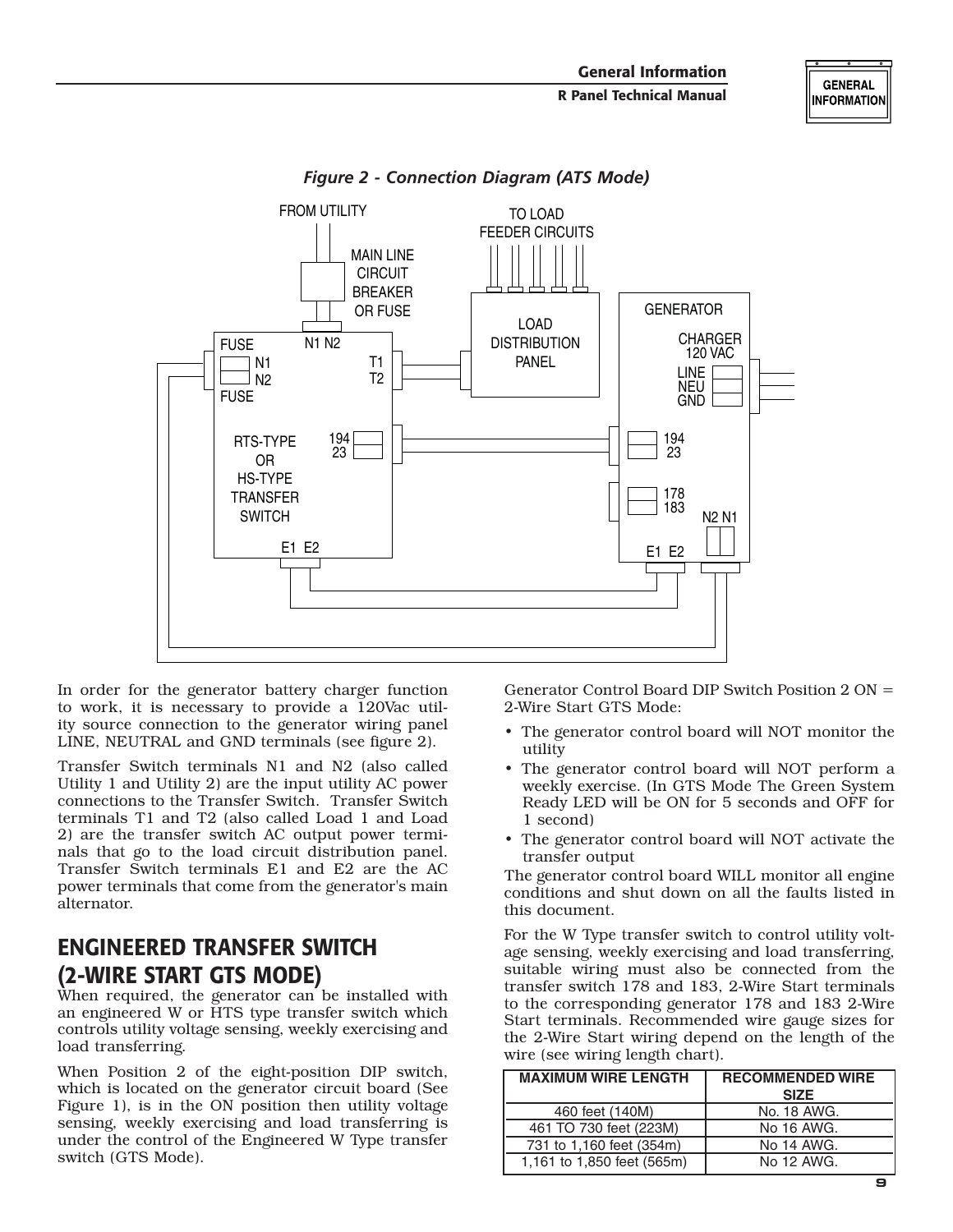*Figure 2 - Connection Diagram (ATS Mode)*

In order for the generator battery charger function to work, it is necessary to provide a 120Vac utility source connection to the generator wiring panel LINE, NEUTRAL and GND terminals (see figure 2).

Transfer Switch terminals N1 and N2 (also called Utility 1 and Utility 2) are the input utility AC power connections to the Transfer Switch. Transfer Switch terminals T1 and T2 (also called Load 1 and Load 2) are the transfer switch AC output power terminals that go to the load circuit distribution panel. Transfer Switch terminals E1 and E2 are the AC power terminals that come from the generator's main alternator.

## ENGINEERED TRANSFER SWITCH (2-WIRE START GTS MODE)

When required, the generator can be installed with an engineered W or HTS type transfer switch which controls utility voltage sensing, weekly exercising and load transferring.

When Position 2 of the eight-position DIP switch, which is located on the generator circuit board (See Figure 1), is in the ON position then utility voltage sensing, weekly exercising and load transferring is under the control of the Engineered W Type transfer switch (GTS Mode).

Generator Control Board DIP Switch Position 2 ON = 2-Wire Start GTS Mode:

- The generator control board will NOT monitor the utility
- The generator control board will NOT perform a weekly exercise. (In GTS Mode The Green System Ready LED will be ON for 5 seconds and OFF for 1 second)
- The generator control board will NOT activate the transfer output

The generator control board WILL monitor all engine conditions and shut down on all the faults listed in this document.

For the W Type transfer switch to control utility voltage sensing, weekly exercising and load transferring, suitable wiring must also be connected from the transfer switch 178 and 183, 2-Wire Start terminals to the corresponding generator 178 and 183 2-Wire Start terminals. Recommended wire gauge sizes for the 2-Wire Start wiring depend on the length of the wire (see wiring length chart).

| MAXIMUM WIRE LENGTH | RECOMMENDED WIRE SIZE |
|---|---|
| 460 feet (140M) | No. 18 AWG. |
| 461 TO 730 feet (223M) | No 16 AWG. |
| 731 to 1,160 feet (354m) | No 14 AWG. |
| 1,161 to 1,850 feet (565m) | No 12 AWG. |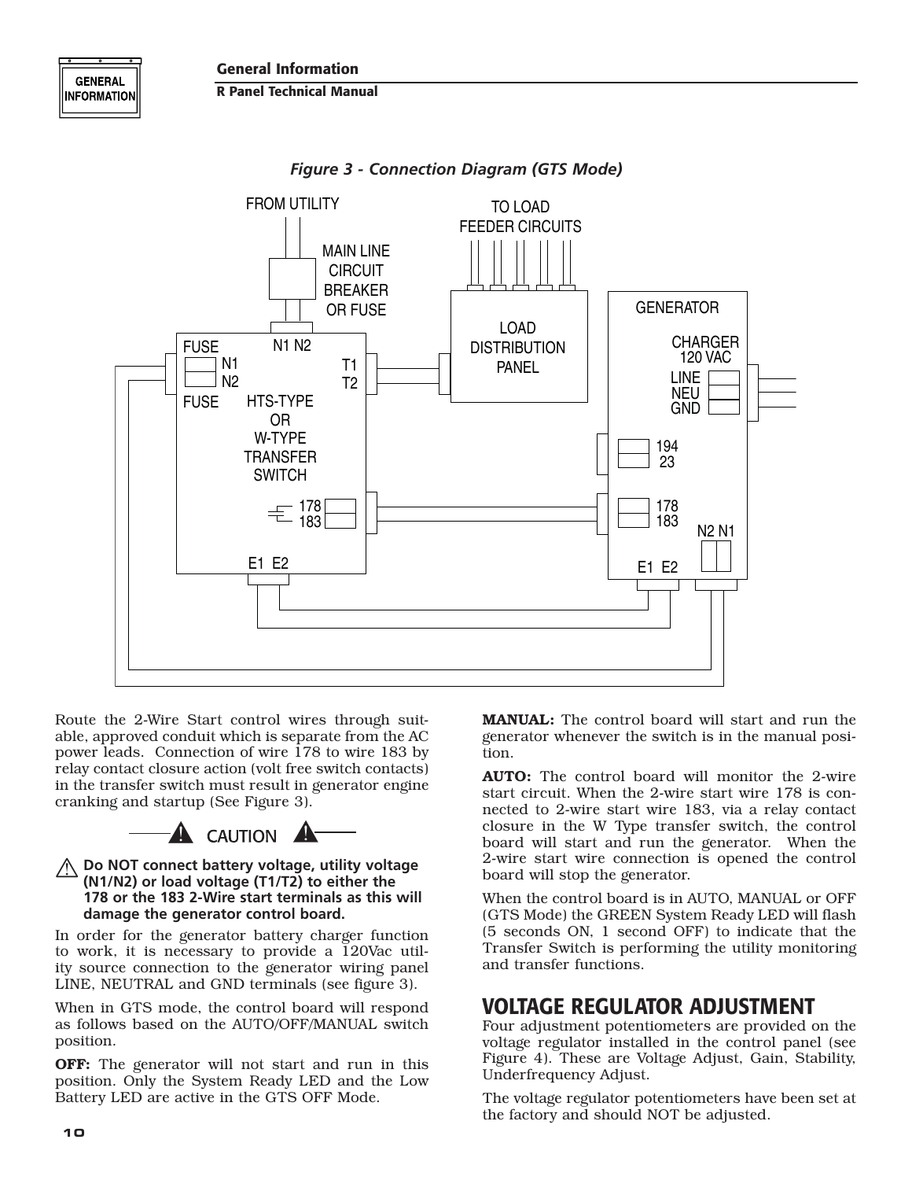*Figure 3 - Connection Diagram (GTS Mode)*

Route the 2-Wire Start control wires through suitable, approved conduit which is separate from the AC power leads. Connection of wire 178 to wire 183 by relay contact closure action (volt free switch contacts) in the transfer switch must result in generator engine cranking and startup (See Figure 3).

**CAUTION**

**Do NOT connect battery voltage, utility voltage (N1/N2) or load voltage (T1/T2) to either the 178 or the 183 2-Wire start terminals as this will damage the generator control board.**

In order for the generator battery charger function to work, it is necessary to provide a 120Vac utility source connection to the generator wiring panel LINE, NEUTRAL and GND terminals (see figure 3).

When in GTS mode, the control board will respond as follows based on the AUTO/OFF/MANUAL switch position.

**OFF:** The generator will not start and run in this position. Only the System Ready LED and the Low Battery LED are active in the GTS OFF Mode.

**MANUAL:** The control board will start and run the generator whenever the switch is in the manual position.

**AUTO:** The control board will monitor the 2-wire start circuit. When the 2-wire start wire 178 is connected to 2-wire start wire 183, via a relay contact closure in the W Type transfer switch, the control board will start and run the generator. When the 2-wire start wire connection is opened the control board will stop the generator.

When the control board is in AUTO, MANUAL or OFF (GTS Mode) the GREEN System Ready LED will flash (5 seconds ON, 1 second OFF) to indicate that the Transfer Switch is performing the utility monitoring and transfer functions.

## VOLTAGE REGULATOR ADJUSTMENT

Four adjustment potentiometers are provided on the voltage regulator installed in the control panel (see Figure 4). These are Voltage Adjust, Gain, Stability, Underfrequency Adjust.

The voltage regulator potentiometers have been set at the factory and should NOT be adjusted.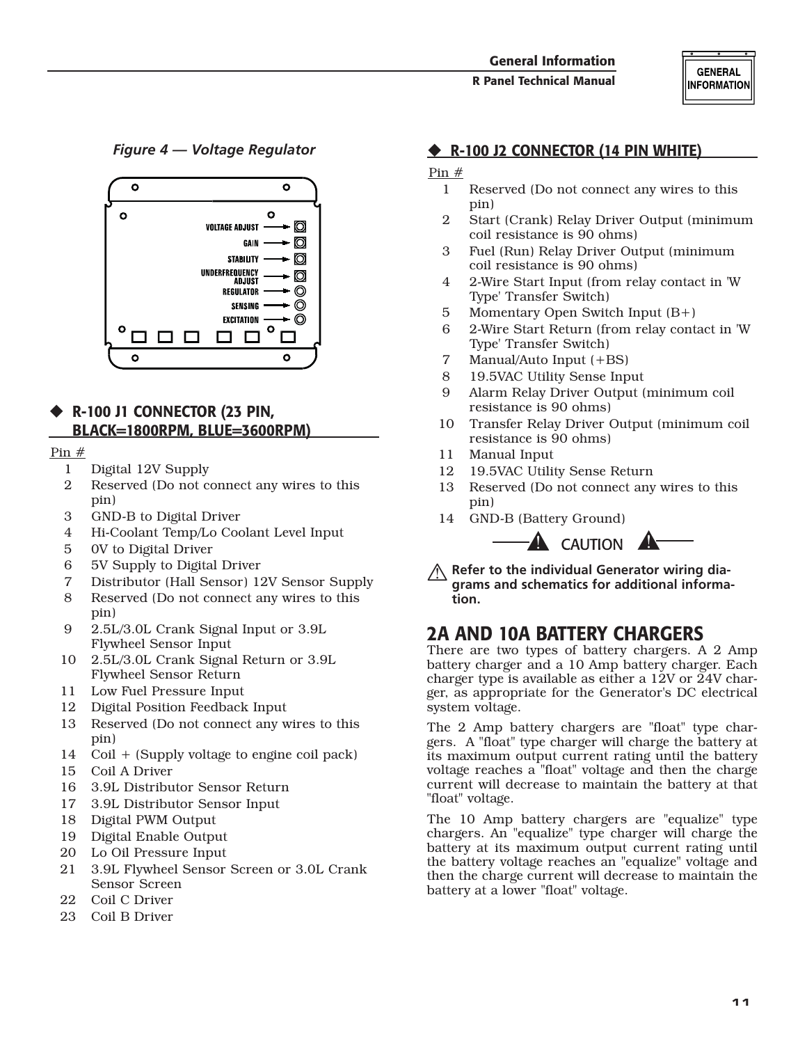*Figure 4 — Voltage Regulator*

VOLTAGE ADJUST

GAIN

STABILITY

UNDERFREQUENCY ADJUST

REGULATOR

SENSING

EXCITATION

## ◆ R-100 J1 CONNECTOR (23 PIN, BLACK=1800RPM, BLUE=3600RPM)

Pin #

1. Digital 12V Supply
2. Reserved (Do not connect any wires to this pin)
3. GND-B to Digital Driver
4. Hi-Coolant Temp/Lo Coolant Level Input
5. 0V to Digital Driver
6. 5V Supply to Digital Driver
7. Distributor (Hall Sensor) 12V Sensor Supply
8. Reserved (Do not connect any wires to this pin)
9. 2.5L/3.0L Crank Signal Input or 3.9L Flywheel Sensor Input
10. 2.5L/3.0L Crank Signal Return or 3.9L Flywheel Sensor Return
11. Low Fuel Pressure Input
12. Digital Position Feedback Input
13. Reserved (Do not connect any wires to this pin)
14. Coil + (Supply voltage to engine coil pack)
15. Coil A Driver
16. 3.9L Distributor Sensor Return
17. 3.9L Distributor Sensor Input
18. Digital PWM Output
19. Digital Enable Output
20. Lo Oil Pressure Input
21. 3.9L Flywheel Sensor Screen or 3.0L Crank Sensor Screen
22. Coil C Driver
23. Coil B Driver

## ◆ R-100 J2 CONNECTOR (14 PIN WHITE)

Pin #

1. Reserved (Do not connect any wires to this pin)
2. Start (Crank) Relay Driver Output (minimum coil resistance is 90 ohms)
3. Fuel (Run) Relay Driver Output (minimum coil resistance is 90 ohms)
4. 2-Wire Start Input (from relay contact in 'W Type' Transfer Switch)
5. Momentary Open Switch Input (B+)
6. 2-Wire Start Return (from relay contact in 'W Type' Transfer Switch)
7. Manual/Auto Input (+BS)
8. 19.5VAC Utility Sense Input
9. Alarm Relay Driver Output (minimum coil resistance is 90 ohms)
10. Transfer Relay Driver Output (minimum coil resistance is 90 ohms)
11. Manual Input
12. 19.5VAC Utility Sense Return
13. Reserved (Do not connect any wires to this pin)
14. GND-B (Battery Ground)

**⚠ CAUTION ⚠**

⚠ **Refer to the individual Generator wiring diagrams and schematics for additional information.**

# 2A AND 10A BATTERY CHARGERS

There are two types of battery chargers. A 2 Amp battery charger and a 10 Amp battery charger. Each charger type is available as either a 12V or 24V charger, as appropriate for the Generator's DC electrical system voltage.

The 2 Amp battery chargers are "float" type chargers. A "float" type charger will charge the battery at its maximum output current rating until the battery voltage reaches a "float" voltage and then the charge current will decrease to maintain the battery at that "float" voltage.

The 10 Amp battery chargers are "equalize" type chargers. An "equalize" type charger will charge the battery at its maximum output current rating until the battery voltage reaches an "equalize" voltage and then the charge current will decrease to maintain the battery at a lower "float" voltage.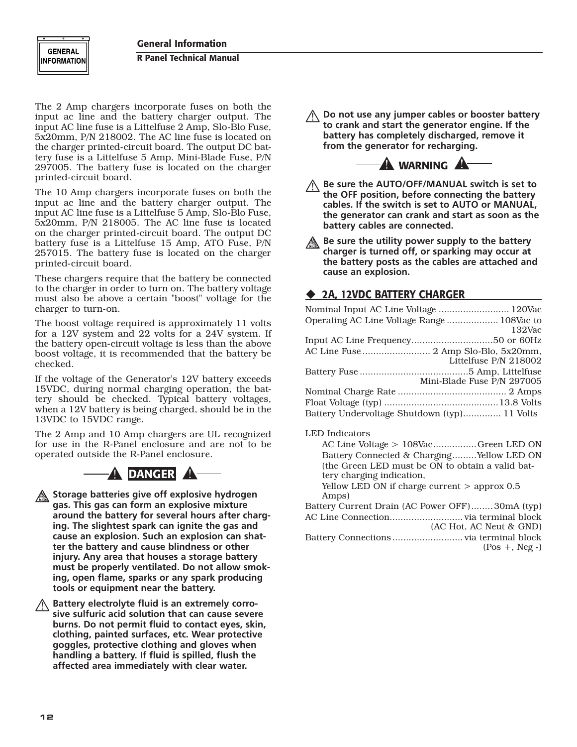The 2 Amp chargers incorporate fuses on both the input ac line and the battery charger output. The input AC line fuse is a Littelfuse 2 Amp, Slo-Blo Fuse, 5x20mm, P/N 218002. The AC line fuse is located on the charger printed-circuit board. The output DC battery fuse is a Littelfuse 5 Amp, Mini-Blade Fuse, P/N 297005. The battery fuse is located on the charger printed-circuit board.

The 10 Amp chargers incorporate fuses on both the input ac line and the battery charger output. The input AC line fuse is a Littelfuse 5 Amp, Slo-Blo Fuse, 5x20mm, P/N 218005. The AC line fuse is located on the charger printed-circuit board. The output DC battery fuse is a Littelfuse 15 Amp, ATO Fuse, P/N 257015. The battery fuse is located on the charger printed-circuit board.

These chargers require that the battery be connected to the charger in order to turn on. The battery voltage must also be above a certain "boost" voltage for the charger to turn-on.

The boost voltage required is approximately 11 volts for a 12V system and 22 volts for a 24V system. If the battery open-circuit voltage is less than the above boost voltage, it is recommended that the battery be checked.

If the voltage of the Generator's 12V battery exceeds 15VDC, during normal charging operation, the battery should be checked. Typical battery voltages, when a 12V battery is being charged, should be in the 13VDC to 15VDC range.

The 2 Amp and 10 Amp chargers are UL recognized for use in the R-Panel enclosure and are not to be operated outside the R-Panel enclosure.

**DANGER**

**Storage batteries give off explosive hydrogen gas. This gas can form an explosive mixture around the battery for several hours after charging. The slightest spark can ignite the gas and cause an explosion. Such an explosion can shatter the battery and cause blindness or other injury. Any area that houses a storage battery must be properly ventilated. Do not allow smoking, open flame, sparks or any spark producing tools or equipment near the battery.**

**Battery electrolyte fluid is an extremely corrosive sulfuric acid solution that can cause severe burns. Do not permit fluid to contact eyes, skin, clothing, painted surfaces, etc. Wear protective goggles, protective clothing and gloves when handling a battery. If fluid is spilled, flush the affected area immediately with clear water.**

**Do not use any jumper cables or booster battery to crank and start the generator engine. If the battery has completely discharged, remove it from the generator for recharging.**

**WARNING**

**Be sure the AUTO/OFF/MANUAL switch is set to the OFF position, before connecting the battery cables. If the switch is set to AUTO or MANUAL, the generator can crank and start as soon as the battery cables are connected.**

**Be sure the utility power supply to the battery charger is turned off, or sparking may occur at the battery posts as the cables are attached and cause an explosion.**

## ◆ 2A, 12VDC BATTERY CHARGER

Nominal Input AC Line Voltage .......................... 120Vac

Operating AC Line Voltage Range .................. 108Vac to 132Vac

Input AC Line Frequency..............................50 or 60Hz

AC Line Fuse ......................... 2 Amp Slo-Blo, 5x20mm, Littelfuse P/N 218002

Battery Fuse ........................................5 Amp, Littelfuse Mini-Blade Fuse P/N 297005

Nominal Charge Rate ........................................ 2 Amps

Float Voltage (typ) ..........................................13.8 Volts

Battery Undervoltage Shutdown (typ).............. 11 Volts

LED Indicators

- AC Line Voltage > 108Vac................Green LED ON
- Battery Connected & Charging.........Yellow LED ON (the Green LED must be ON to obtain a valid battery charging indication,
- Yellow LED ON if charge current > approx 0.5 Amps)

Battery Current Drain (AC Power OFF)........ 30mA (typ)

AC Line Connection........................... via terminal block (AC Hot, AC Neut & GND)

Battery Connections .......................... via terminal block (Pos +, Neg -)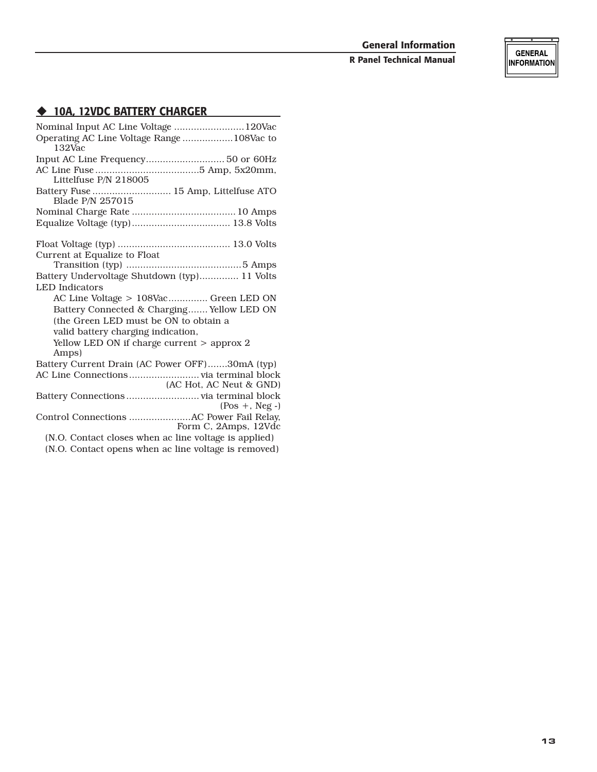## ◆ 10A, 12VDC BATTERY CHARGER

Nominal Input AC Line Voltage .........................120Vac
Operating AC Line Voltage Range ..................108Vac to 132Vac
Input AC Line Frequency............................ 50 or 60Hz
AC Line Fuse.....................................5 Amp, 5x20mm, Littelfuse P/N 218005
Battery Fuse ............................ 15 Amp, Littelfuse ATO Blade P/N 257015
Nominal Charge Rate ..................................... 10 Amps
Equalize Voltage (typ)................................... 13.8 Volts

Float Voltage (typ) ........................................ 13.0 Volts
Current at Equalize to Float Transition (typ) .........................................5 Amps
Battery Undervoltage Shutdown (typ).............. 11 Volts
LED Indicators
  AC Line Voltage > 108Vac.............. Green LED ON
  Battery Connected & Charging....... Yellow LED ON
  (the Green LED must be ON to obtain a valid battery charging indication,
  Yellow LED ON if charge current > approx 2 Amps)
Battery Current Drain (AC Power OFF).......30mA (typ)
AC Line Connections......................... via terminal block (AC Hot, AC Neut & GND)
Battery Connections.......................... via terminal block (Pos +, Neg -)
Control Connections ......................AC Power Fail Relay, Form C, 2Amps, 12Vdc
  (N.O. Contact closes when ac line voltage is applied)
  (N.O. Contact opens when ac line voltage is removed)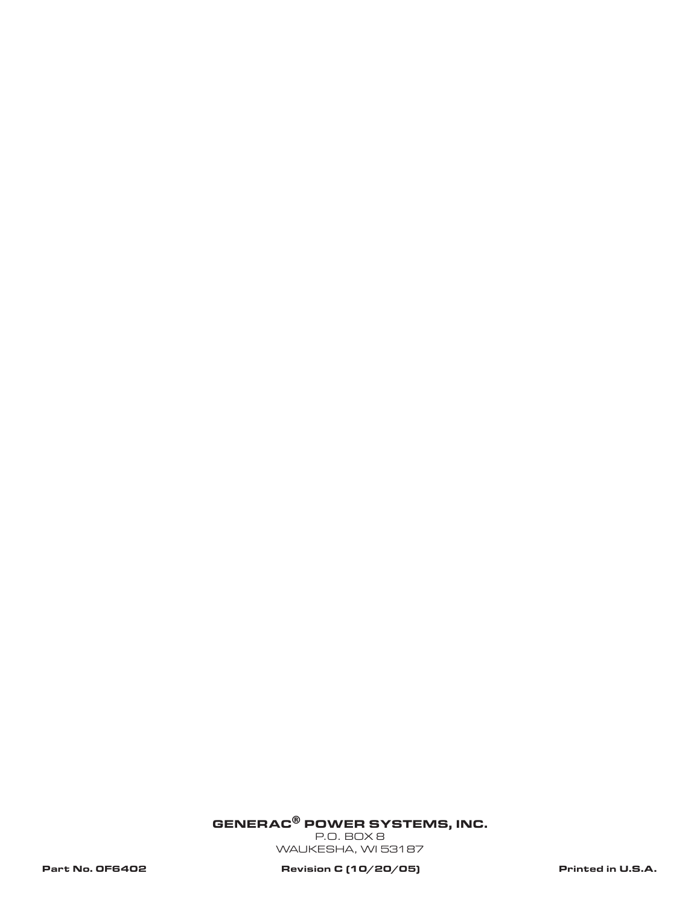**GENERAC® POWER SYSTEMS, INC.**
P.O. BOX 8
WAUKESHA, WI 53187

**Part No. 0F6402** **Revision C (10/20/05)** **Printed in U.S.A.**